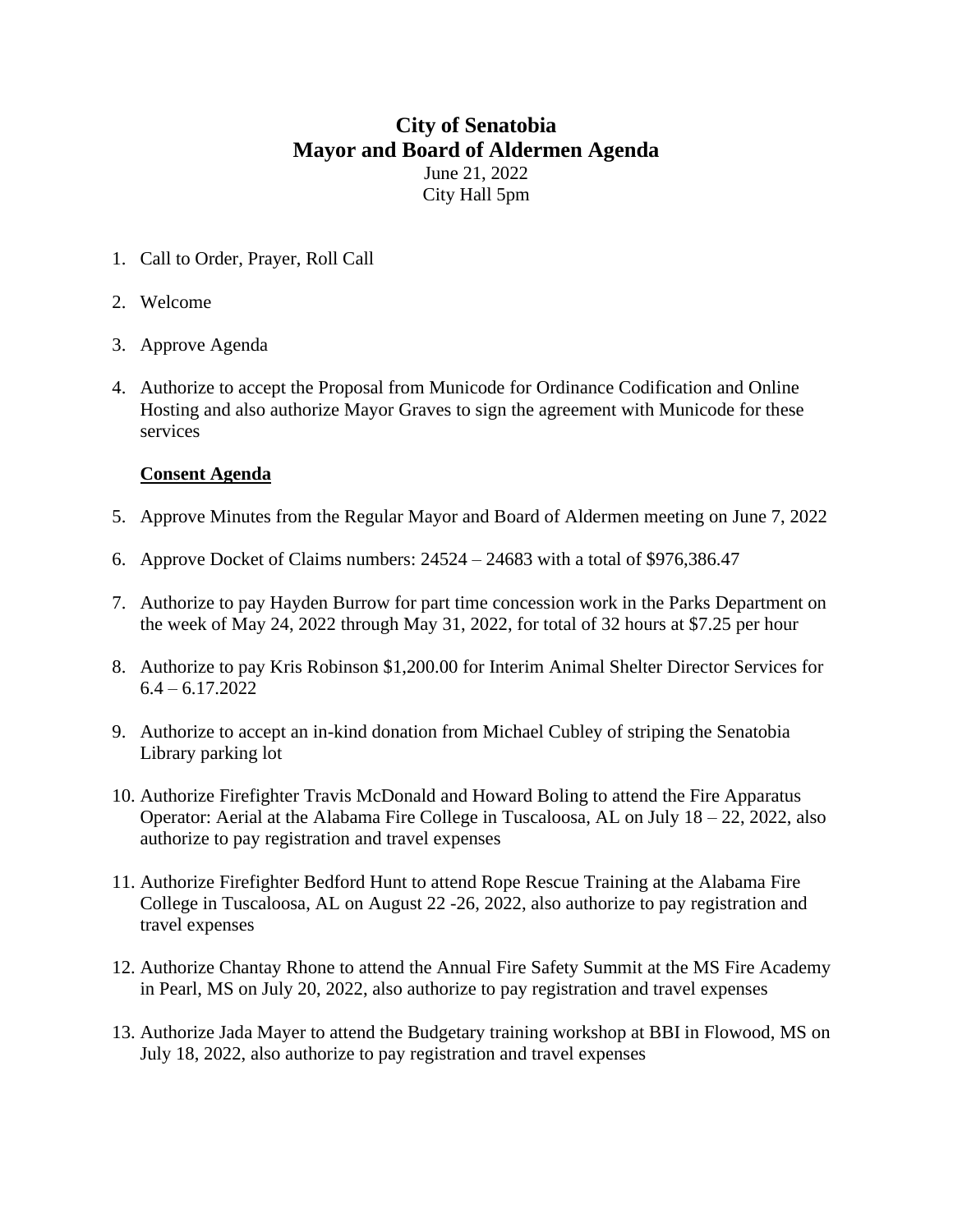# City of Senatobia
# Mayor and Board of Aldermen Agenda

June 21, 2022
City Hall 5pm

1. Call to Order, Prayer, Roll Call

2. Welcome

3. Approve Agenda

4. Authorize to accept the Proposal from Municode for Ordinance Codification and Online Hosting and also authorize Mayor Graves to sign the agreement with Municode for these services

**Consent Agenda**

5. Approve Minutes from the Regular Mayor and Board of Aldermen meeting on June 7, 2022

6. Approve Docket of Claims numbers: 24524 – 24683 with a total of $976,386.47

7. Authorize to pay Hayden Burrow for part time concession work in the Parks Department on the week of May 24, 2022 through May 31, 2022, for total of 32 hours at $7.25 per hour

8. Authorize to pay Kris Robinson $1,200.00 for Interim Animal Shelter Director Services for 6.4 – 6.17.2022

9. Authorize to accept an in-kind donation from Michael Cubley of striping the Senatobia Library parking lot

10. Authorize Firefighter Travis McDonald and Howard Boling to attend the Fire Apparatus Operator: Aerial at the Alabama Fire College in Tuscaloosa, AL on July 18 – 22, 2022, also authorize to pay registration and travel expenses

11. Authorize Firefighter Bedford Hunt to attend Rope Rescue Training at the Alabama Fire College in Tuscaloosa, AL on August 22 -26, 2022, also authorize to pay registration and travel expenses

12. Authorize Chantay Rhone to attend the Annual Fire Safety Summit at the MS Fire Academy in Pearl, MS on July 20, 2022, also authorize to pay registration and travel expenses

13. Authorize Jada Mayer to attend the Budgetary training workshop at BBI in Flowood, MS on July 18, 2022, also authorize to pay registration and travel expenses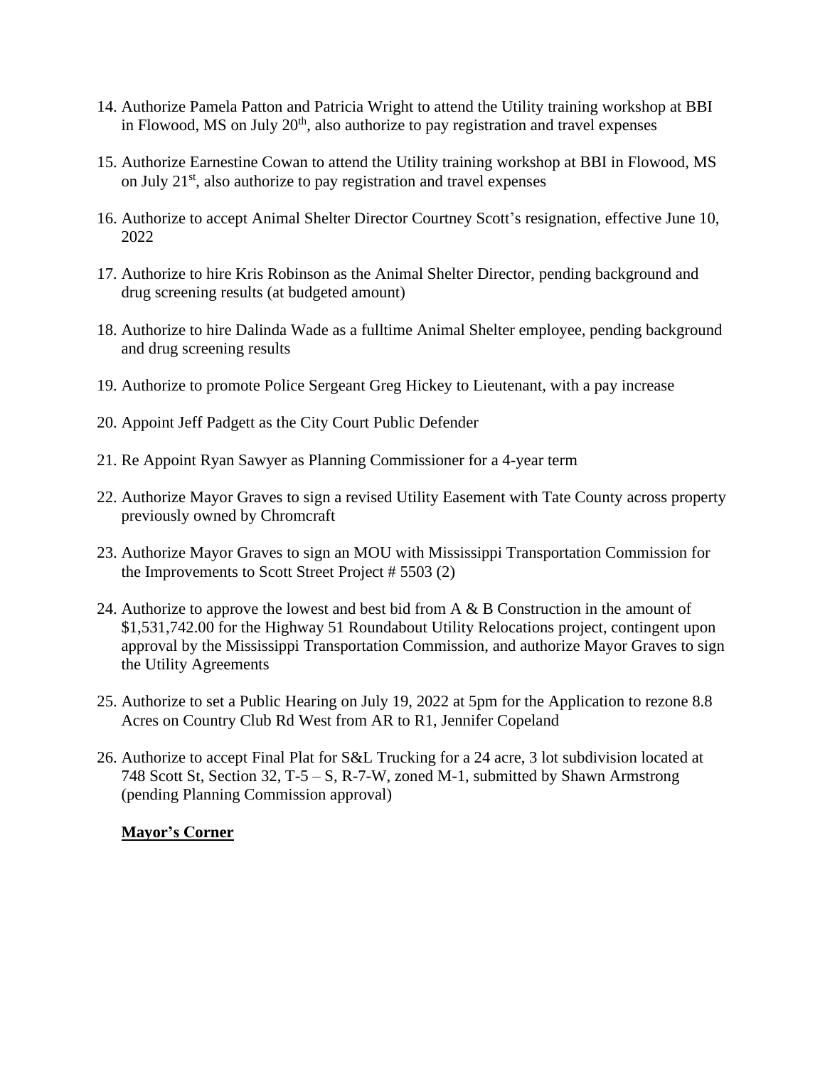14. Authorize Pamela Patton and Patricia Wright to attend the Utility training workshop at BBI in Flowood, MS on July 20th, also authorize to pay registration and travel expenses

15. Authorize Earnestine Cowan to attend the Utility training workshop at BBI in Flowood, MS on July 21st, also authorize to pay registration and travel expenses

16. Authorize to accept Animal Shelter Director Courtney Scott's resignation, effective June 10, 2022

17. Authorize to hire Kris Robinson as the Animal Shelter Director, pending background and drug screening results (at budgeted amount)

18. Authorize to hire Dalinda Wade as a fulltime Animal Shelter employee, pending background and drug screening results

19. Authorize to promote Police Sergeant Greg Hickey to Lieutenant, with a pay increase

20. Appoint Jeff Padgett as the City Court Public Defender

21. Re Appoint Ryan Sawyer as Planning Commissioner for a 4-year term

22. Authorize Mayor Graves to sign a revised Utility Easement with Tate County across property previously owned by Chromcraft

23. Authorize Mayor Graves to sign an MOU with Mississippi Transportation Commission for the Improvements to Scott Street Project # 5503 (2)

24. Authorize to approve the lowest and best bid from A & B Construction in the amount of $1,531,742.00 for the Highway 51 Roundabout Utility Relocations project, contingent upon approval by the Mississippi Transportation Commission, and authorize Mayor Graves to sign the Utility Agreements

25. Authorize to set a Public Hearing on July 19, 2022 at 5pm for the Application to rezone 8.8 Acres on Country Club Rd West from AR to R1, Jennifer Copeland

26. Authorize to accept Final Plat for S&L Trucking for a 24 acre, 3 lot subdivision located at 748 Scott St, Section 32, T-5 – S, R-7-W, zoned M-1, submitted by Shawn Armstrong (pending Planning Commission approval)

**Mayor's Corner**